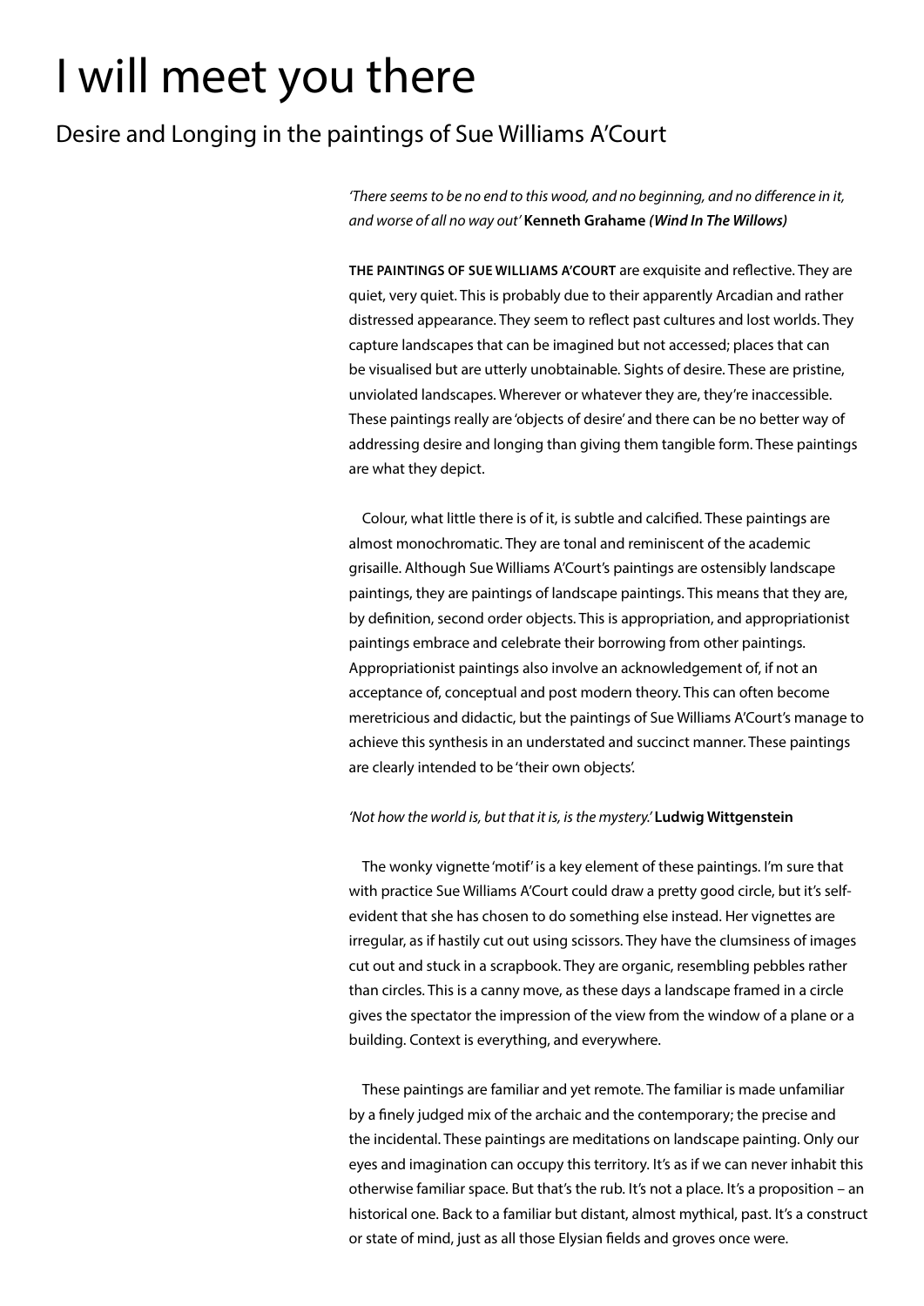# I will meet you there

## Desire and Longing in the paintings of Sue Williams A'Court

*'There seems to be no end to this wood, and no beginning, and no difference in it, and worse of all no way out'* **Kenneth Grahame** ***(Wind In The Willows)***

**THE PAINTINGS OF SUE WILLIAMS A'COURT** are exquisite and reflective. They are quiet, very quiet. This is probably due to their apparently Arcadian and rather distressed appearance. They seem to reflect past cultures and lost worlds. They capture landscapes that can be imagined but not accessed; places that can be visualised but are utterly unobtainable. Sights of desire. These are pristine, unviolated landscapes. Wherever or whatever they are, they're inaccessible. These paintings really are 'objects of desire' and there can be no better way of addressing desire and longing than giving them tangible form. These paintings are what they depict.

Colour, what little there is of it, is subtle and calcified. These paintings are almost monochromatic. They are tonal and reminiscent of the academic grisaille. Although Sue Williams A'Court's paintings are ostensibly landscape paintings, they are paintings of landscape paintings. This means that they are, by definition, second order objects. This is appropriation, and appropriationist paintings embrace and celebrate their borrowing from other paintings. Appropriationist paintings also involve an acknowledgement of, if not an acceptance of, conceptual and post modern theory. This can often become meretricious and didactic, but the paintings of Sue Williams A'Court's manage to achieve this synthesis in an understated and succinct manner. These paintings are clearly intended to be 'their own objects'.

*'Not how the world is, but that it is, is the mystery.'* **Ludwig Wittgenstein**

The wonky vignette 'motif' is a key element of these paintings. I'm sure that with practice Sue Williams A'Court could draw a pretty good circle, but it's self-evident that she has chosen to do something else instead. Her vignettes are irregular, as if hastily cut out using scissors. They have the clumsiness of images cut out and stuck in a scrapbook. They are organic, resembling pebbles rather than circles. This is a canny move, as these days a landscape framed in a circle gives the spectator the impression of the view from the window of a plane or a building. Context is everything, and everywhere.

These paintings are familiar and yet remote. The familiar is made unfamiliar by a finely judged mix of the archaic and the contemporary; the precise and the incidental. These paintings are meditations on landscape painting. Only our eyes and imagination can occupy this territory. It's as if we can never inhabit this otherwise familiar space. But that's the rub. It's not a place. It's a proposition – an historical one. Back to a familiar but distant, almost mythical, past. It's a construct or state of mind, just as all those Elysian fields and groves once were.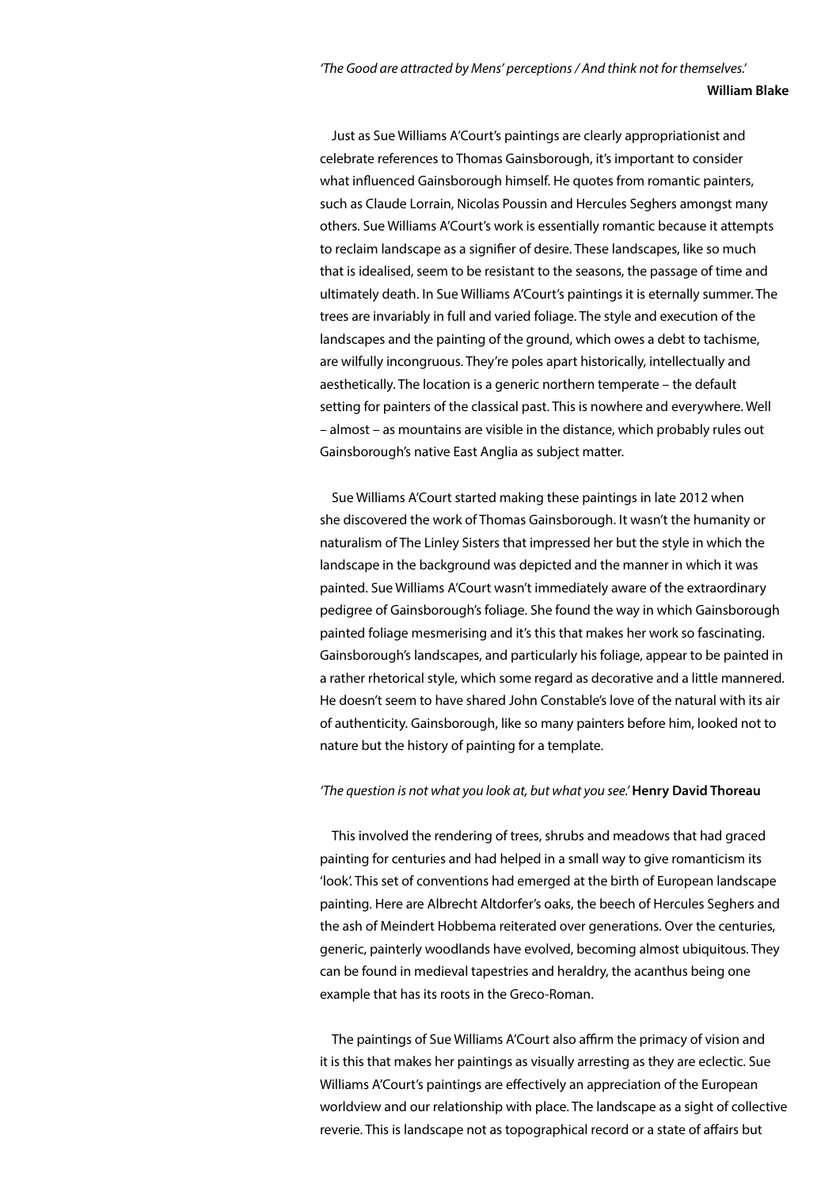*'The Good are attracted by Mens' perceptions / And think not for themselves.'*
**William Blake**

Just as Sue Williams A'Court's paintings are clearly appropriationist and celebrate references to Thomas Gainsborough, it's important to consider what influenced Gainsborough himself. He quotes from romantic painters, such as Claude Lorrain, Nicolas Poussin and Hercules Seghers amongst many others. Sue Williams A'Court's work is essentially romantic because it attempts to reclaim landscape as a signifier of desire. These landscapes, like so much that is idealised, seem to be resistant to the seasons, the passage of time and ultimately death. In Sue Williams A'Court's paintings it is eternally summer. The trees are invariably in full and varied foliage. The style and execution of the landscapes and the painting of the ground, which owes a debt to tachisme, are wilfully incongruous. They're poles apart historically, intellectually and aesthetically. The location is a generic northern temperate – the default setting for painters of the classical past. This is nowhere and everywhere. Well – almost – as mountains are visible in the distance, which probably rules out Gainsborough's native East Anglia as subject matter.

Sue Williams A'Court started making these paintings in late 2012 when she discovered the work of Thomas Gainsborough. It wasn't the humanity or naturalism of The Linley Sisters that impressed her but the style in which the landscape in the background was depicted and the manner in which it was painted. Sue Williams A'Court wasn't immediately aware of the extraordinary pedigree of Gainsborough's foliage. She found the way in which Gainsborough painted foliage mesmerising and it's this that makes her work so fascinating. Gainsborough's landscapes, and particularly his foliage, appear to be painted in a rather rhetorical style, which some regard as decorative and a little mannered. He doesn't seem to have shared John Constable's love of the natural with its air of authenticity. Gainsborough, like so many painters before him, looked not to nature but the history of painting for a template.

*'The question is not what you look at, but what you see.'* **Henry David Thoreau**

This involved the rendering of trees, shrubs and meadows that had graced painting for centuries and had helped in a small way to give romanticism its 'look'. This set of conventions had emerged at the birth of European landscape painting. Here are Albrecht Altdorfer's oaks, the beech of Hercules Seghers and the ash of Meindert Hobbema reiterated over generations. Over the centuries, generic, painterly woodlands have evolved, becoming almost ubiquitous. They can be found in medieval tapestries and heraldry, the acanthus being one example that has its roots in the Greco-Roman.

The paintings of Sue Williams A'Court also affirm the primacy of vision and it is this that makes her paintings as visually arresting as they are eclectic. Sue Williams A'Court's paintings are effectively an appreciation of the European worldview and our relationship with place. The landscape as a sight of collective reverie. This is landscape not as topographical record or a state of affairs but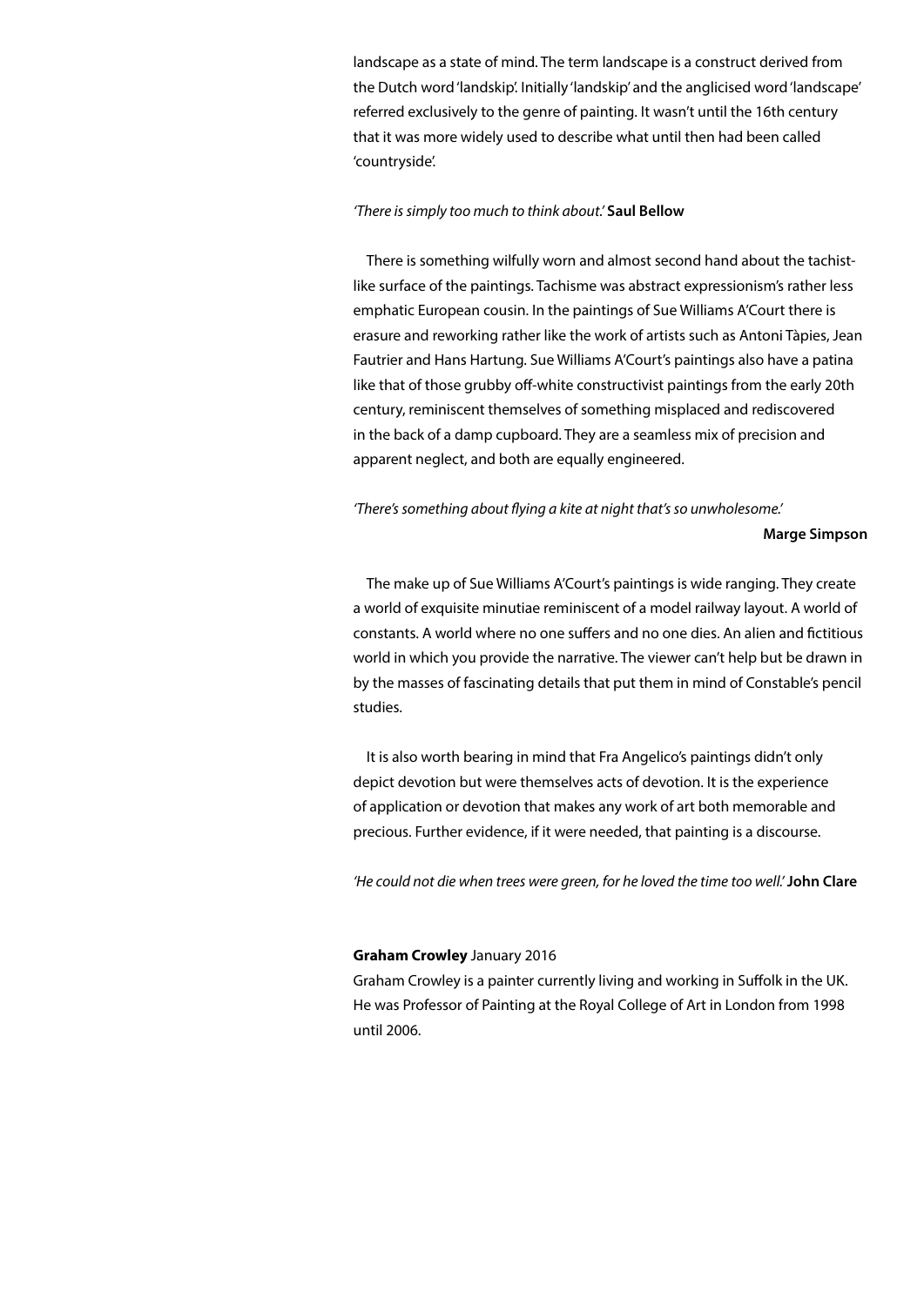landscape as a state of mind. The term landscape is a construct derived from the Dutch word 'landskip'. Initially 'landskip' and the anglicised word 'landscape' referred exclusively to the genre of painting. It wasn't until the 16th century that it was more widely used to describe what until then had been called 'countryside'.

*'There is simply too much to think about.'* **Saul Bellow**

There is something wilfully worn and almost second hand about the tachist-like surface of the paintings. Tachisme was abstract expressionism's rather less emphatic European cousin. In the paintings of Sue Williams A'Court there is erasure and reworking rather like the work of artists such as Antoni Tàpies, Jean Fautrier and Hans Hartung. Sue Williams A'Court's paintings also have a patina like that of those grubby off-white constructivist paintings from the early 20th century, reminiscent themselves of something misplaced and rediscovered in the back of a damp cupboard. They are a seamless mix of precision and apparent neglect, and both are equally engineered.

*'There's something about flying a kite at night that's so unwholesome.'* **Marge Simpson**

The make up of Sue Williams A'Court's paintings is wide ranging. They create a world of exquisite minutiae reminiscent of a model railway layout. A world of constants. A world where no one suffers and no one dies. An alien and fictitious world in which you provide the narrative. The viewer can't help but be drawn in by the masses of fascinating details that put them in mind of Constable's pencil studies.

It is also worth bearing in mind that Fra Angelico's paintings didn't only depict devotion but were themselves acts of devotion. It is the experience of application or devotion that makes any work of art both memorable and precious. Further evidence, if it were needed, that painting is a discourse.

*'He could not die when trees were green, for he loved the time too well.'* **John Clare**

**Graham Crowley** January 2016
Graham Crowley is a painter currently living and working in Suffolk in the UK. He was Professor of Painting at the Royal College of Art in London from 1998 until 2006.